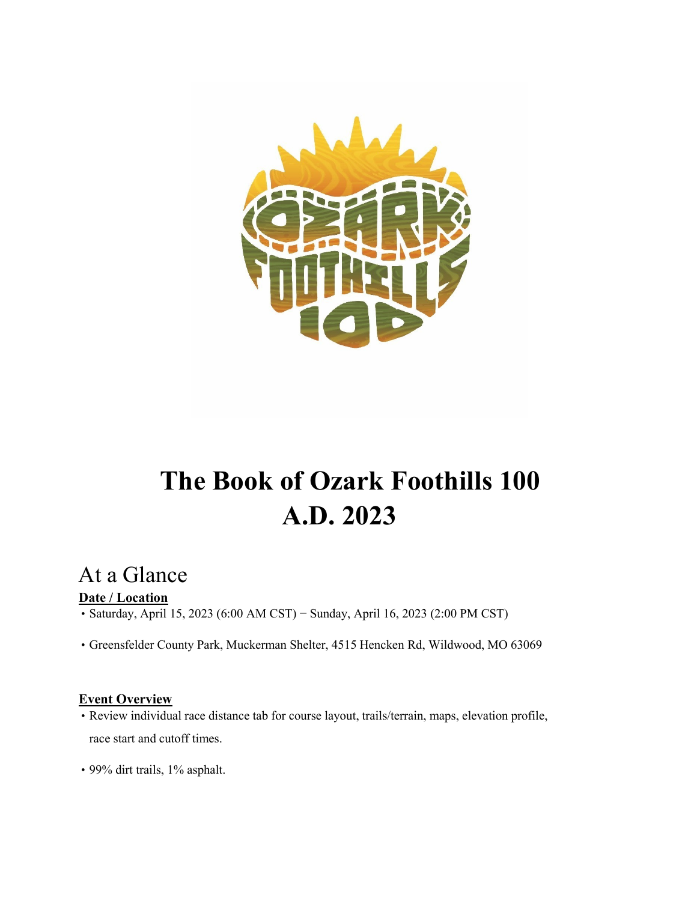# The Book of Ozark Foothills 100
# A.D. 2023

## At a Glance

**Date / Location**

- Saturday, April 15, 2023 (6:00 AM CST) − Sunday, April 16, 2023 (2:00 PM CST)
- Greensfelder County Park, Muckerman Shelter, 4515 Hencken Rd, Wildwood, MO 63069

**Event Overview**

- Review individual race distance tab for course layout, trails/terrain, maps, elevation profile, race start and cutoff times.
- 99% dirt trails, 1% asphalt.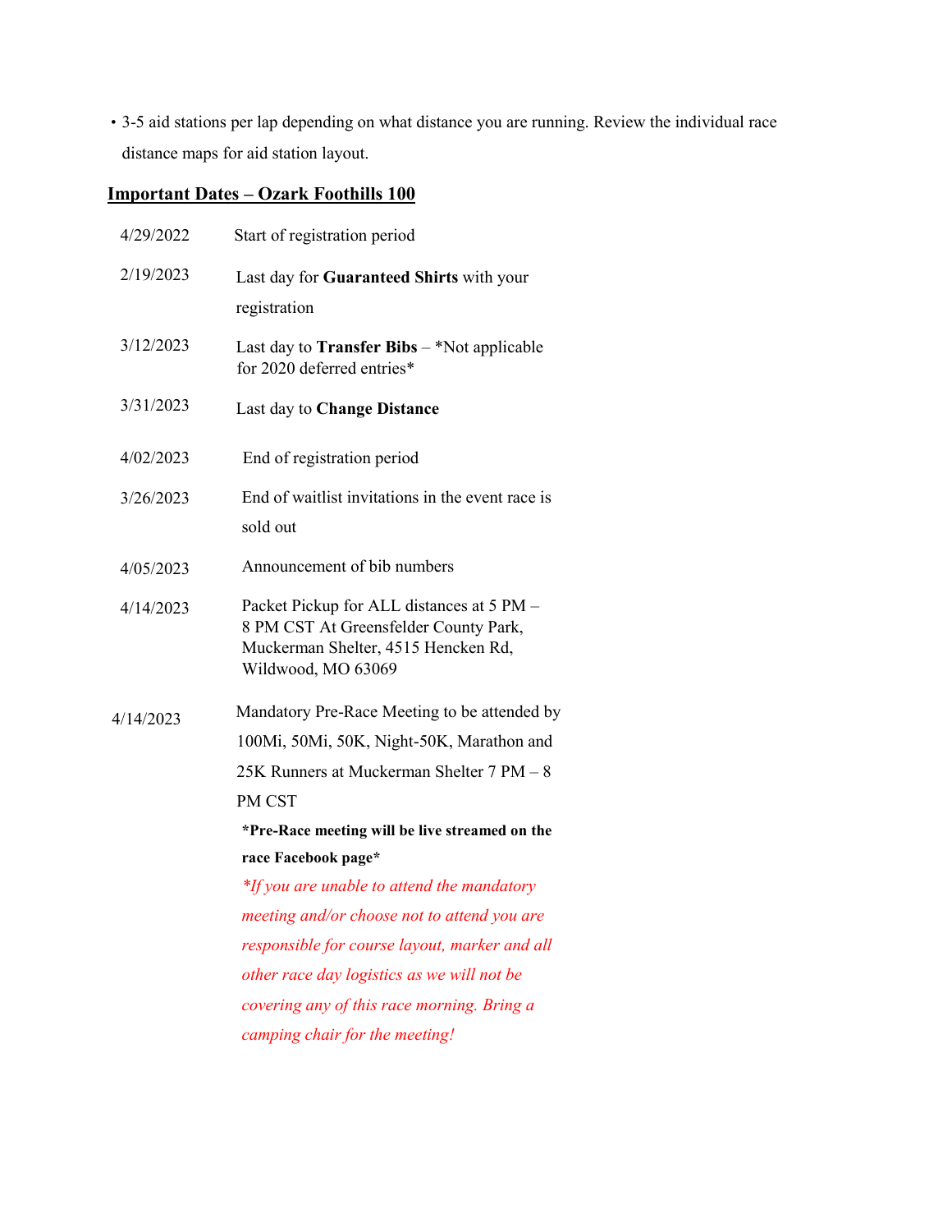- 3-5 aid stations per lap depending on what distance you are running. Review the individual race distance maps for aid station layout.

## Important Dates – Ozark Foothills 100

| | |
|---|---|
| 4/29/2022 | Start of registration period |
| 2/19/2023 | Last day for **Guaranteed Shirts** with your registration |
| 3/12/2023 | Last day to **Transfer Bibs** – *Not applicable for 2020 deferred entries* |
| 3/31/2023 | Last day to **Change Distance** |
| 4/02/2023 | End of registration period |
| 3/26/2023 | End of waitlist invitations in the event race is sold out |
| 4/05/2023 | Announcement of bib numbers |
| 4/14/2023 | Packet Pickup for ALL distances at 5 PM – 8 PM CST At Greensfelder County Park, Muckerman Shelter, 4515 Hencken Rd, Wildwood, MO 63069 |
| 4/14/2023 | Mandatory Pre-Race Meeting to be attended by 100Mi, 50Mi, 50K, Night-50K, Marathon and 25K Runners at Muckerman Shelter 7 PM – 8 PM CST<br>***Pre-Race meeting will be live streamed on the race Facebook page***<br>**If you are unable to attend the mandatory meeting and/or choose not to attend you are responsible for course layout, marker and all other race day logistics as we will not be covering any of this race morning. Bring a camping chair for the meeting!* |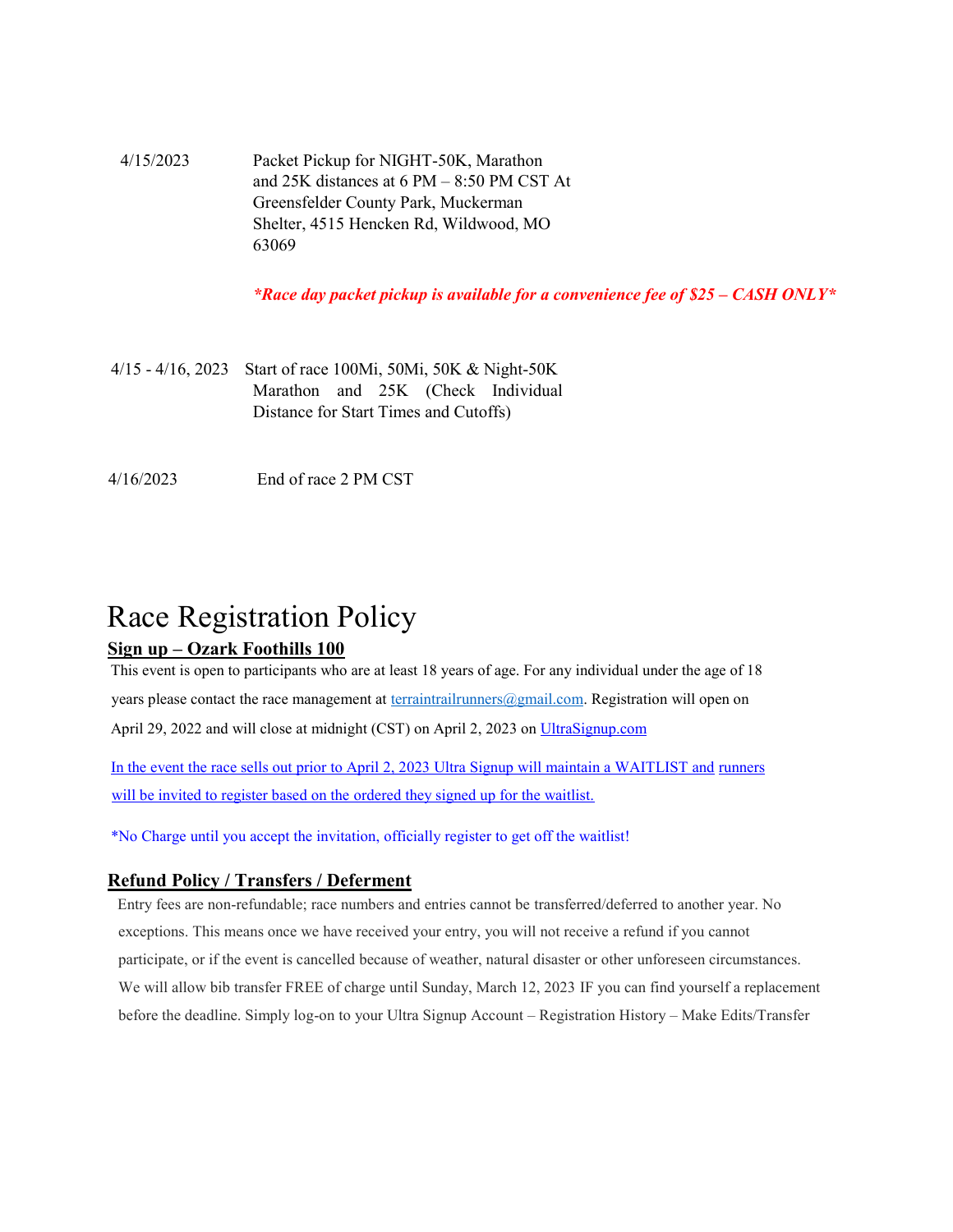| | |
|---|---|
| 4/15/2023 | Packet Pickup for NIGHT-50K, Marathon and 25K distances at 6 PM – 8:50 PM CST At Greensfelder County Park, Muckerman Shelter, 4515 Hencken Rd, Wildwood, MO 63069 |
| | ***Race day packet pickup is available for a convenience fee of $25 – CASH ONLY** |
| 4/15 - 4/16, 2023 | Start of race 100Mi, 50Mi, 50K & Night-50K Marathon and 25K (Check Individual Distance for Start Times and Cutoffs) |
| 4/16/2023 | End of race 2 PM CST |

# Race Registration Policy

**Sign up – Ozark Foothills 100**

This event is open to participants who are at least 18 years of age. For any individual under the age of 18 years please contact the race management at terraintrailrunners@gmail.com. Registration will open on April 29, 2022 and will close at midnight (CST) on April 2, 2023 on UltraSignup.com

In the event the race sells out prior to April 2, 2023 Ultra Signup will maintain a WAITLIST and runners will be invited to register based on the ordered they signed up for the waitlist.

*No Charge until you accept the invitation, officially register to get off the waitlist!

**Refund Policy / Transfers / Deferment**

Entry fees are non-refundable; race numbers and entries cannot be transferred/deferred to another year. No exceptions. This means once we have received your entry, you will not receive a refund if you cannot participate, or if the event is cancelled because of weather, natural disaster or other unforeseen circumstances. We will allow bib transfer FREE of charge until Sunday, March 12, 2023 IF you can find yourself a replacement before the deadline. Simply log-on to your Ultra Signup Account – Registration History – Make Edits/Transfer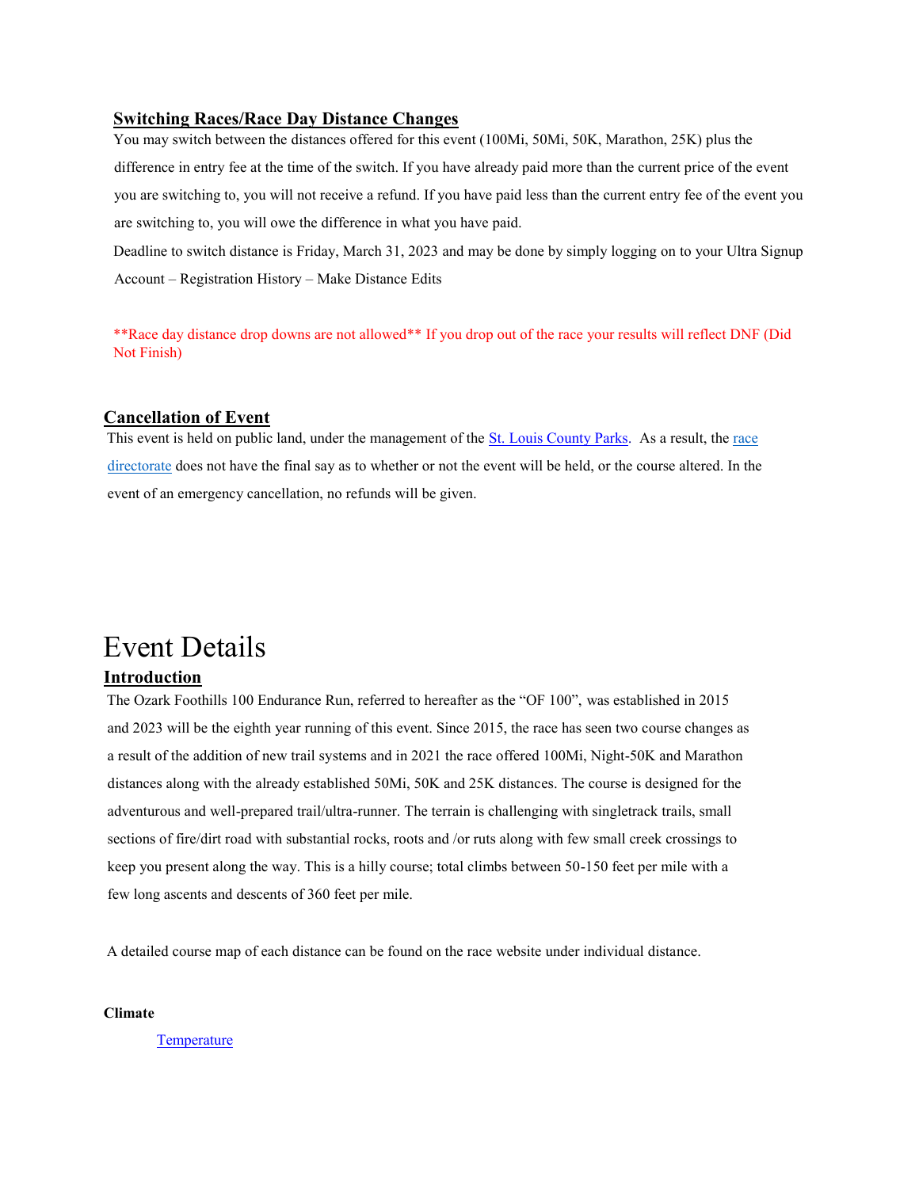## Switching Races/Race Day Distance Changes

You may switch between the distances offered for this event (100Mi, 50Mi, 50K, Marathon, 25K) plus the difference in entry fee at the time of the switch. If you have already paid more than the current price of the event you are switching to, you will not receive a refund. If you have paid less than the current entry fee of the event you are switching to, you will owe the difference in what you have paid.

Deadline to switch distance is Friday, March 31, 2023 and may be done by simply logging on to your Ultra Signup Account – Registration History – Make Distance Edits

**Race day distance drop downs are not allowed** If you drop out of the race your results will reflect DNF (Did Not Finish)

## Cancellation of Event

This event is held on public land, under the management of the St. Louis County Parks. As a result, the race directorate does not have the final say as to whether or not the event will be held, or the course altered. In the event of an emergency cancellation, no refunds will be given.

# Event Details

## Introduction

The Ozark Foothills 100 Endurance Run, referred to hereafter as the "OF 100", was established in 2015 and 2023 will be the eighth year running of this event. Since 2015, the race has seen two course changes as a result of the addition of new trail systems and in 2021 the race offered 100Mi, Night-50K and Marathon distances along with the already established 50Mi, 50K and 25K distances. The course is designed for the adventurous and well-prepared trail/ultra-runner. The terrain is challenging with singletrack trails, small sections of fire/dirt road with substantial rocks, roots and /or ruts along with few small creek crossings to keep you present along the way. This is a hilly course; total climbs between 50-150 feet per mile with a few long ascents and descents of 360 feet per mile.

A detailed course map of each distance can be found on the race website under individual distance.

**Climate**

Temperature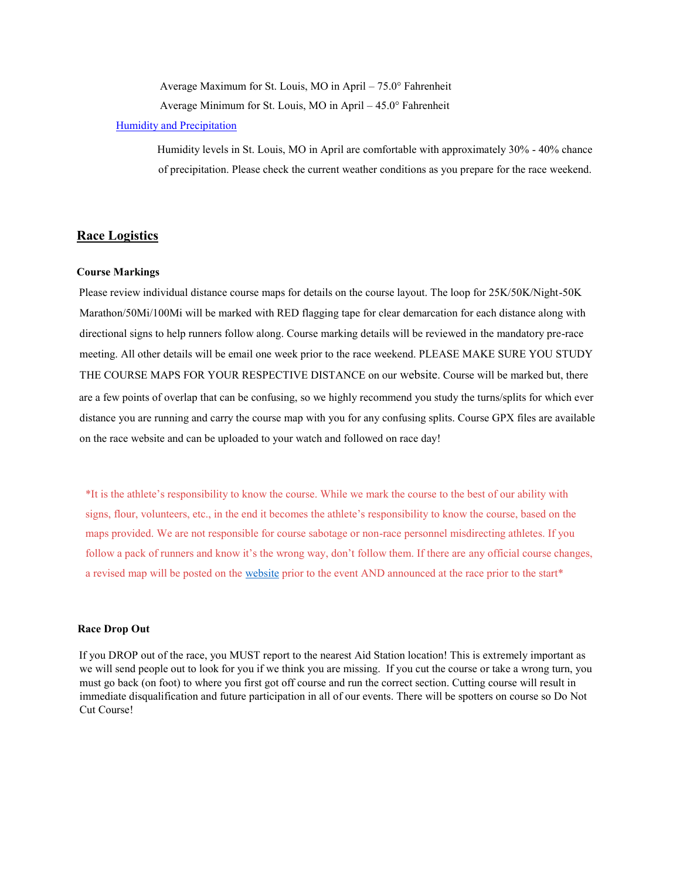Average Maximum for St. Louis, MO in April – 75.0° Fahrenheit

Average Minimum for St. Louis, MO in April – 45.0° Fahrenheit

Humidity and Precipitation

Humidity levels in St. Louis, MO in April are comfortable with approximately 30% - 40% chance of precipitation. Please check the current weather conditions as you prepare for the race weekend.

## Race Logistics

### Course Markings

Please review individual distance course maps for details on the course layout. The loop for 25K/50K/Night-50K Marathon/50Mi/100Mi will be marked with RED flagging tape for clear demarcation for each distance along with directional signs to help runners follow along. Course marking details will be reviewed in the mandatory pre-race meeting. All other details will be email one week prior to the race weekend. PLEASE MAKE SURE YOU STUDY THE COURSE MAPS FOR YOUR RESPECTIVE DISTANCE on our website. Course will be marked but, there are a few points of overlap that can be confusing, so we highly recommend you study the turns/splits for which ever distance you are running and carry the course map with you for any confusing splits. Course GPX files are available on the race website and can be uploaded to your watch and followed on race day!

*It is the athlete's responsibility to know the course. While we mark the course to the best of our ability with signs, flour, volunteers, etc., in the end it becomes the athlete's responsibility to know the course, based on the maps provided. We are not responsible for course sabotage or non-race personnel misdirecting athletes. If you follow a pack of runners and know it's the wrong way, don't follow them. If there are any official course changes, a revised map will be posted on the website prior to the event AND announced at the race prior to the start*

### Race Drop Out

If you DROP out of the race, you MUST report to the nearest Aid Station location! This is extremely important as we will send people out to look for you if we think you are missing. If you cut the course or take a wrong turn, you must go back (on foot) to where you first got off course and run the correct section. Cutting course will result in immediate disqualification and future participation in all of our events. There will be spotters on course so Do Not Cut Course!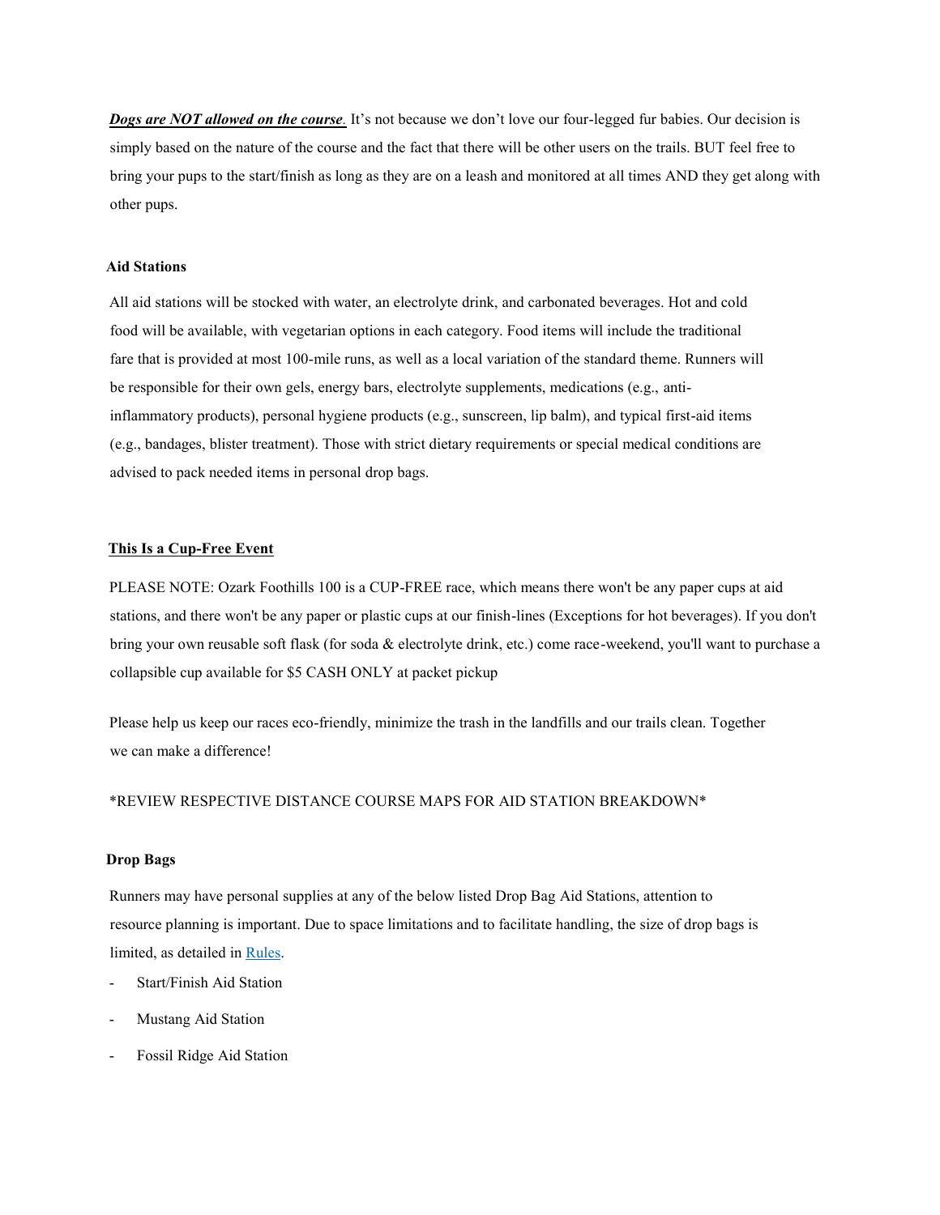***Dogs are NOT allowed on the course*.** It's not because we don't love our four-legged fur babies. Our decision is simply based on the nature of the course and the fact that there will be other users on the trails. BUT feel free to bring your pups to the start/finish as long as they are on a leash and monitored at all times AND they get along with other pups.

**Aid Stations**

All aid stations will be stocked with water, an electrolyte drink, and carbonated beverages. Hot and cold food will be available, with vegetarian options in each category. Food items will include the traditional fare that is provided at most 100-mile runs, as well as a local variation of the standard theme. Runners will be responsible for their own gels, energy bars, electrolyte supplements, medications (e.g., anti-inflammatory products), personal hygiene products (e.g., sunscreen, lip balm), and typical first-aid items (e.g., bandages, blister treatment). Those with strict dietary requirements or special medical conditions are advised to pack needed items in personal drop bags.

**This Is a Cup-Free Event**

PLEASE NOTE: Ozark Foothills 100 is a CUP-FREE race, which means there won't be any paper cups at aid stations, and there won't be any paper or plastic cups at our finish-lines (Exceptions for hot beverages). If you don't bring your own reusable soft flask (for soda & electrolyte drink, etc.) come race-weekend, you'll want to purchase a collapsible cup available for $5 CASH ONLY at packet pickup

Please help us keep our races eco-friendly, minimize the trash in the landfills and our trails clean. Together we can make a difference!

*REVIEW RESPECTIVE DISTANCE COURSE MAPS FOR AID STATION BREAKDOWN*

**Drop Bags**

Runners may have personal supplies at any of the below listed Drop Bag Aid Stations, attention to resource planning is important. Due to space limitations and to facilitate handling, the size of drop bags is limited, as detailed in Rules.

- Start/Finish Aid Station
- Mustang Aid Station
- Fossil Ridge Aid Station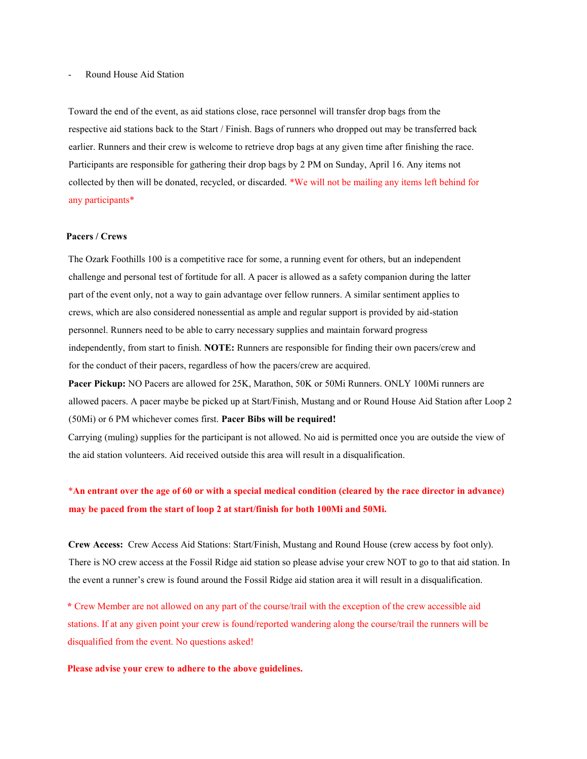- Round House Aid Station

Toward the end of the event, as aid stations close, race personnel will transfer drop bags from the respective aid stations back to the Start / Finish. Bags of runners who dropped out may be transferred back earlier. Runners and their crew is welcome to retrieve drop bags at any given time after finishing the race. Participants are responsible for gathering their drop bags by 2 PM on Sunday, April 16. Any items not collected by then will be donated, recycled, or discarded. *We will not be mailing any items left behind for any participants*

**Pacers / Crews**

The Ozark Foothills 100 is a competitive race for some, a running event for others, but an independent challenge and personal test of fortitude for all. A pacer is allowed as a safety companion during the latter part of the event only, not a way to gain advantage over fellow runners. A similar sentiment applies to crews, which are also considered nonessential as ample and regular support is provided by aid-station personnel. Runners need to be able to carry necessary supplies and maintain forward progress independently, from start to finish. **NOTE:** Runners are responsible for finding their own pacers/crew and for the conduct of their pacers, regardless of how the pacers/crew are acquired.

**Pacer Pickup:** NO Pacers are allowed for 25K, Marathon, 50K or 50Mi Runners. ONLY 100Mi runners are allowed pacers. A pacer maybe be picked up at Start/Finish, Mustang and or Round House Aid Station after Loop 2 (50Mi) or 6 PM whichever comes first. **Pacer Bibs will be required!**

Carrying (muling) supplies for the participant is not allowed. No aid is permitted once you are outside the view of the aid station volunteers. Aid received outside this area will result in a disqualification.

***An entrant over the age of 60 or with a special medical condition (cleared by the race director in advance) may be paced from the start of loop 2 at start/finish for both 100Mi and 50Mi.**

**Crew Access:** Crew Access Aid Stations: Start/Finish, Mustang and Round House (crew access by foot only). There is NO crew access at the Fossil Ridge aid station so please advise your crew NOT to go to that aid station. In the event a runner's crew is found around the Fossil Ridge aid station area it will result in a disqualification.

**\*** Crew Member are not allowed on any part of the course/trail with the exception of the crew accessible aid stations. If at any given point your crew is found/reported wandering along the course/trail the runners will be disqualified from the event. No questions asked!

**Please advise your crew to adhere to the above guidelines.**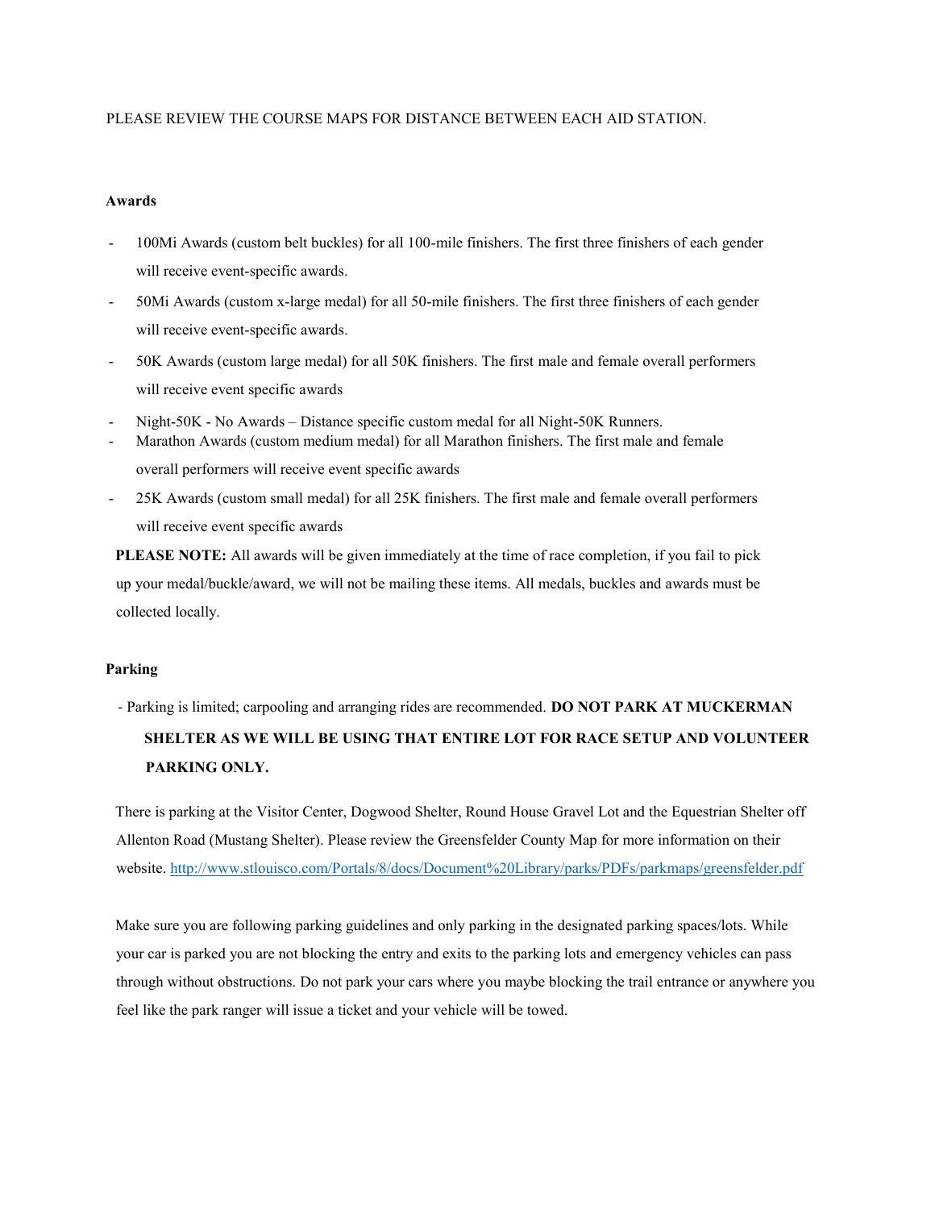PLEASE REVIEW THE COURSE MAPS FOR DISTANCE BETWEEN EACH AID STATION.

**Awards**

- 100Mi Awards (custom belt buckles) for all 100-mile finishers. The first three finishers of each gender will receive event-specific awards.
- 50Mi Awards (custom x-large medal) for all 50-mile finishers. The first three finishers of each gender will receive event-specific awards.
- 50K Awards (custom large medal) for all 50K finishers. The first male and female overall performers will receive event specific awards
- Night-50K - No Awards – Distance specific custom medal for all Night-50K Runners.
- Marathon Awards (custom medium medal) for all Marathon finishers. The first male and female overall performers will receive event specific awards
- 25K Awards (custom small medal) for all 25K finishers. The first male and female overall performers will receive event specific awards

**PLEASE NOTE:** All awards will be given immediately at the time of race completion, if you fail to pick up your medal/buckle/award, we will not be mailing these items. All medals, buckles and awards must be collected locally.

**Parking**

- Parking is limited; carpooling and arranging rides are recommended. **DO NOT PARK AT MUCKERMAN SHELTER AS WE WILL BE USING THAT ENTIRE LOT FOR RACE SETUP AND VOLUNTEER PARKING ONLY.**

There is parking at the Visitor Center, Dogwood Shelter, Round House Gravel Lot and the Equestrian Shelter off Allenton Road (Mustang Shelter). Please review the Greensfelder County Map for more information on their website. [http://www.stlouisco.com/Portals/8/docs/Document%20Library/parks/PDFs/parkmaps/greensfelder.pdf](http://www.stlouisco.com/Portals/8/docs/Document%20Library/parks/PDFs/parkmaps/greensfelder.pdf)

Make sure you are following parking guidelines and only parking in the designated parking spaces/lots. While your car is parked you are not blocking the entry and exits to the parking lots and emergency vehicles can pass through without obstructions. Do not park your cars where you maybe blocking the trail entrance or anywhere you feel like the park ranger will issue a ticket and your vehicle will be towed.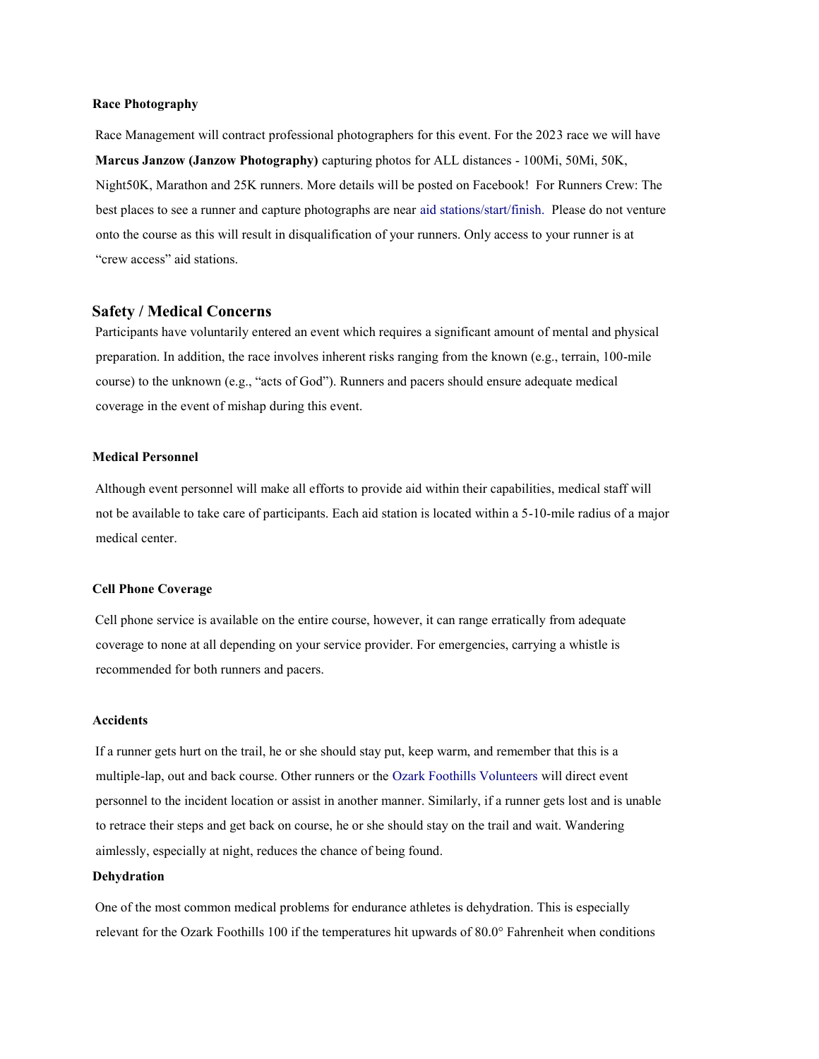### Race Photography

Race Management will contract professional photographers for this event. For the 2023 race we will have **Marcus Janzow (Janzow Photography)** capturing photos for ALL distances - 100Mi, 50Mi, 50K, Night50K, Marathon and 25K runners. More details will be posted on Facebook! For Runners Crew: The best places to see a runner and capture photographs are near aid stations/start/finish. Please do not venture onto the course as this will result in disqualification of your runners. Only access to your runner is at "crew access" aid stations.

## Safety / Medical Concerns

Participants have voluntarily entered an event which requires a significant amount of mental and physical preparation. In addition, the race involves inherent risks ranging from the known (e.g., terrain, 100-mile course) to the unknown (e.g., "acts of God"). Runners and pacers should ensure adequate medical coverage in the event of mishap during this event.

### Medical Personnel

Although event personnel will make all efforts to provide aid within their capabilities, medical staff will not be available to take care of participants. Each aid station is located within a 5-10-mile radius of a major medical center.

### Cell Phone Coverage

Cell phone service is available on the entire course, however, it can range erratically from adequate coverage to none at all depending on your service provider. For emergencies, carrying a whistle is recommended for both runners and pacers.

### Accidents

If a runner gets hurt on the trail, he or she should stay put, keep warm, and remember that this is a multiple-lap, out and back course. Other runners or the Ozark Foothills Volunteers will direct event personnel to the incident location or assist in another manner. Similarly, if a runner gets lost and is unable to retrace their steps and get back on course, he or she should stay on the trail and wait. Wandering aimlessly, especially at night, reduces the chance of being found.

### Dehydration

One of the most common medical problems for endurance athletes is dehydration. This is especially relevant for the Ozark Foothills 100 if the temperatures hit upwards of 80.0° Fahrenheit when conditions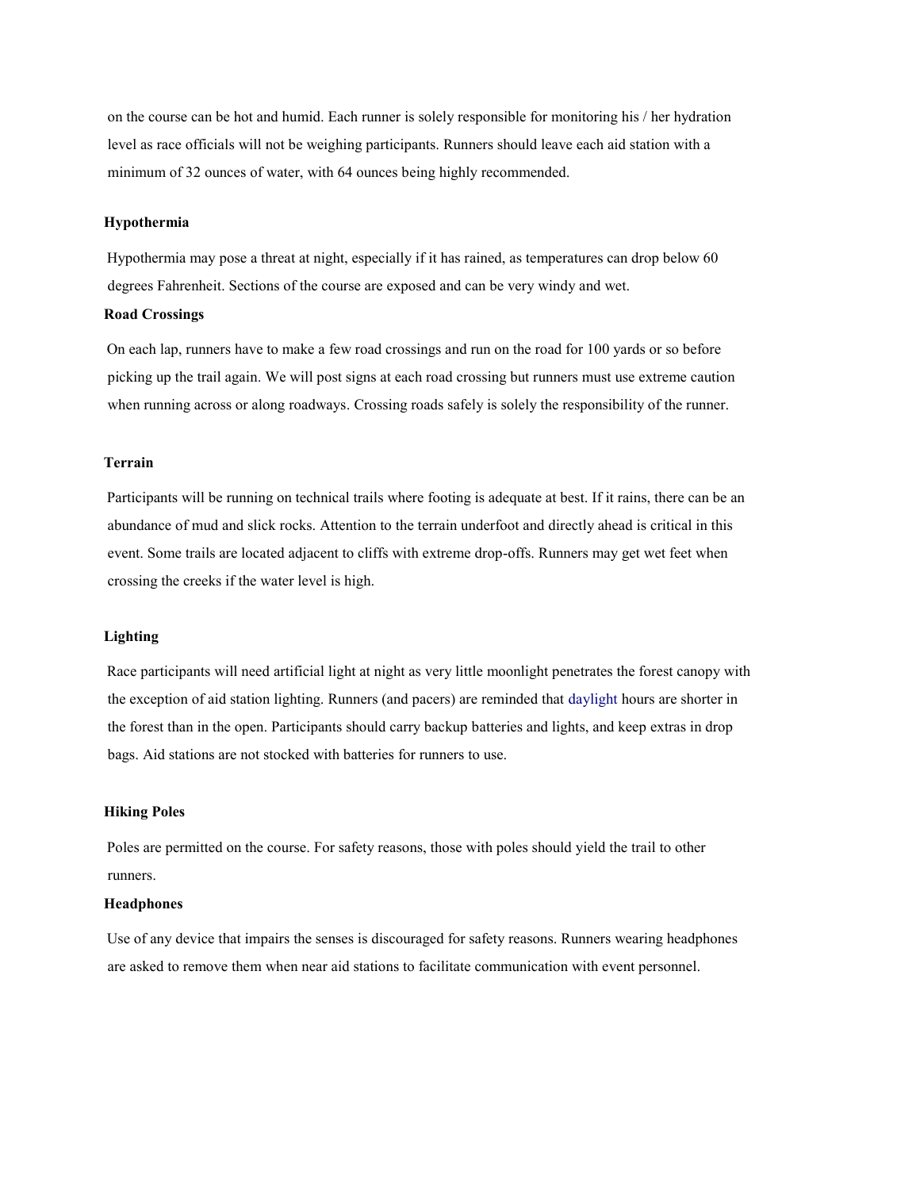on the course can be hot and humid. Each runner is solely responsible for monitoring his / her hydration level as race officials will not be weighing participants. Runners should leave each aid station with a minimum of 32 ounces of water, with 64 ounces being highly recommended.

**Hypothermia**

Hypothermia may pose a threat at night, especially if it has rained, as temperatures can drop below 60 degrees Fahrenheit. Sections of the course are exposed and can be very windy and wet.

**Road Crossings**

On each lap, runners have to make a few road crossings and run on the road for 100 yards or so before picking up the trail again. We will post signs at each road crossing but runners must use extreme caution when running across or along roadways. Crossing roads safely is solely the responsibility of the runner.

**Terrain**

Participants will be running on technical trails where footing is adequate at best. If it rains, there can be an abundance of mud and slick rocks. Attention to the terrain underfoot and directly ahead is critical in this event. Some trails are located adjacent to cliffs with extreme drop-offs. Runners may get wet feet when crossing the creeks if the water level is high.

**Lighting**

Race participants will need artificial light at night as very little moonlight penetrates the forest canopy with the exception of aid station lighting. Runners (and pacers) are reminded that daylight hours are shorter in the forest than in the open. Participants should carry backup batteries and lights, and keep extras in drop bags. Aid stations are not stocked with batteries for runners to use.

**Hiking Poles**

Poles are permitted on the course. For safety reasons, those with poles should yield the trail to other runners.

**Headphones**

Use of any device that impairs the senses is discouraged for safety reasons. Runners wearing headphones are asked to remove them when near aid stations to facilitate communication with event personnel.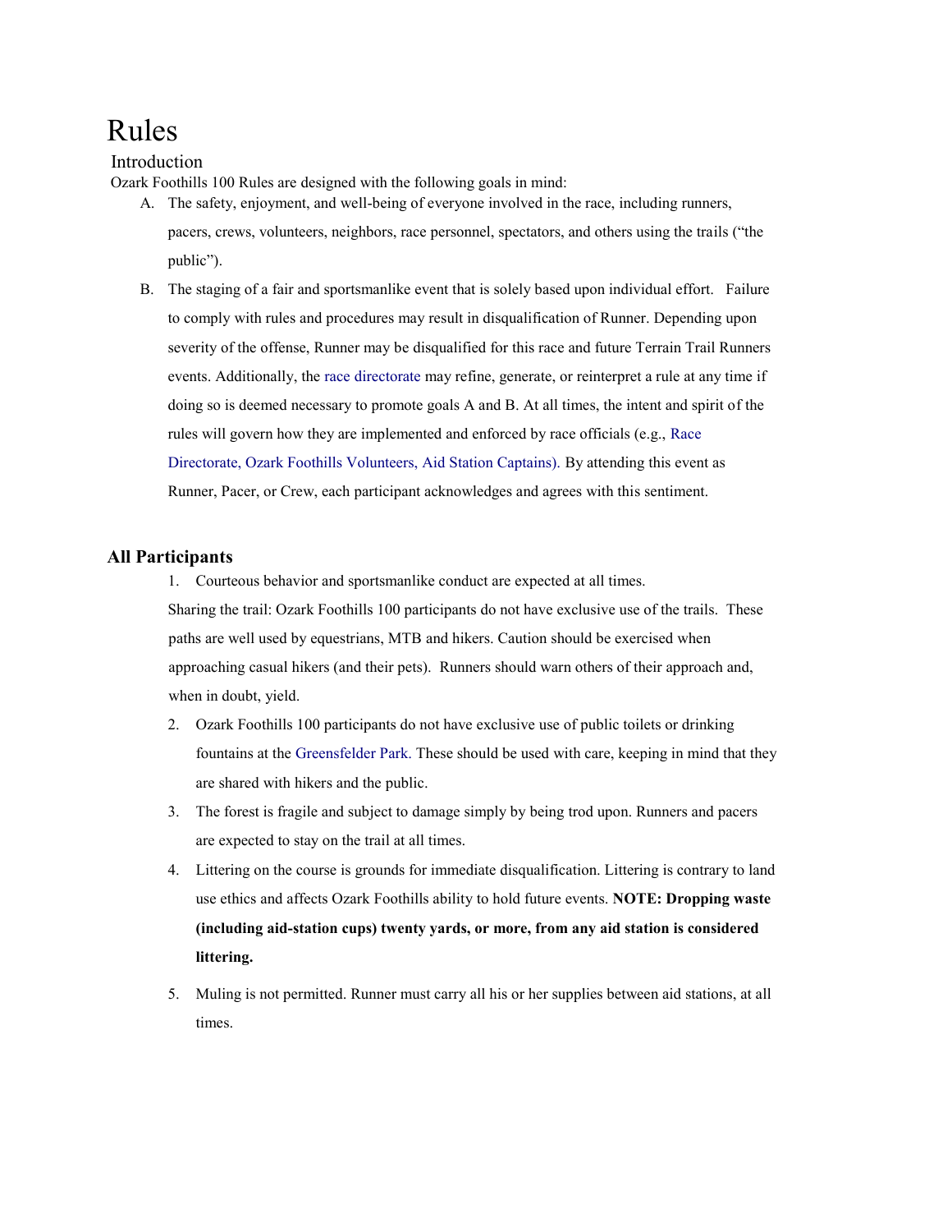# Rules

## Introduction

Ozark Foothills 100 Rules are designed with the following goals in mind:

A. The safety, enjoyment, and well-being of everyone involved in the race, including runners, pacers, crews, volunteers, neighbors, race personnel, spectators, and others using the trails ("the public").

B. The staging of a fair and sportsmanlike event that is solely based upon individual effort. Failure to comply with rules and procedures may result in disqualification of Runner. Depending upon severity of the offense, Runner may be disqualified for this race and future Terrain Trail Runners events. Additionally, the race directorate may refine, generate, or reinterpret a rule at any time if doing so is deemed necessary to promote goals A and B. At all times, the intent and spirit of the rules will govern how they are implemented and enforced by race officials (e.g., Race Directorate, Ozark Foothills Volunteers, Aid Station Captains). By attending this event as Runner, Pacer, or Crew, each participant acknowledges and agrees with this sentiment.

### All Participants

1. Courteous behavior and sportsmanlike conduct are expected at all times.

Sharing the trail: Ozark Foothills 100 participants do not have exclusive use of the trails. These paths are well used by equestrians, MTB and hikers. Caution should be exercised when approaching casual hikers (and their pets). Runners should warn others of their approach and, when in doubt, yield.

2. Ozark Foothills 100 participants do not have exclusive use of public toilets or drinking fountains at the Greensfelder Park. These should be used with care, keeping in mind that they are shared with hikers and the public.
3. The forest is fragile and subject to damage simply by being trod upon. Runners and pacers are expected to stay on the trail at all times.
4. Littering on the course is grounds for immediate disqualification. Littering is contrary to land use ethics and affects Ozark Foothills ability to hold future events. **NOTE: Dropping waste (including aid-station cups) twenty yards, or more, from any aid station is considered littering.**
5. Muling is not permitted. Runner must carry all his or her supplies between aid stations, at all times.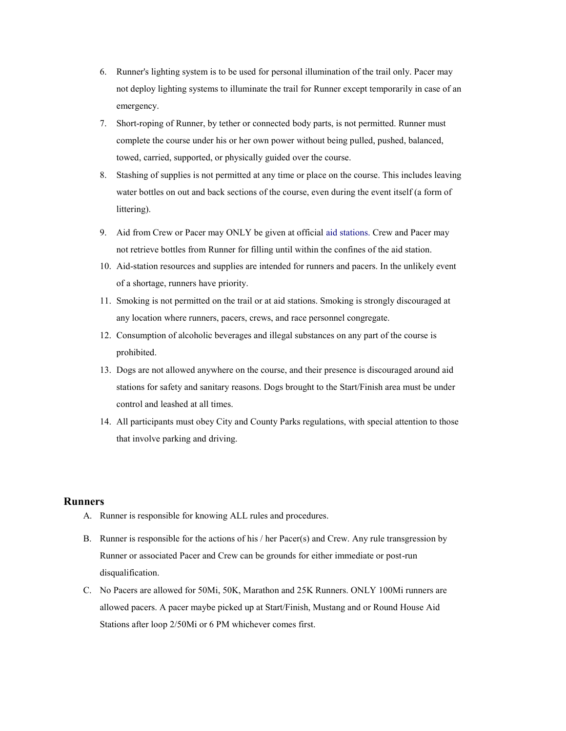6. Runner's lighting system is to be used for personal illumination of the trail only. Pacer may not deploy lighting systems to illuminate the trail for Runner except temporarily in case of an emergency.
7. Short-roping of Runner, by tether or connected body parts, is not permitted. Runner must complete the course under his or her own power without being pulled, pushed, balanced, towed, carried, supported, or physically guided over the course.
8. Stashing of supplies is not permitted at any time or place on the course. This includes leaving water bottles on out and back sections of the course, even during the event itself (a form of littering).
9. Aid from Crew or Pacer may ONLY be given at official aid stations. Crew and Pacer may not retrieve bottles from Runner for filling until within the confines of the aid station.
10. Aid-station resources and supplies are intended for runners and pacers. In the unlikely event of a shortage, runners have priority.
11. Smoking is not permitted on the trail or at aid stations. Smoking is strongly discouraged at any location where runners, pacers, crews, and race personnel congregate.
12. Consumption of alcoholic beverages and illegal substances on any part of the course is prohibited.
13. Dogs are not allowed anywhere on the course, and their presence is discouraged around aid stations for safety and sanitary reasons. Dogs brought to the Start/Finish area must be under control and leashed at all times.
14. All participants must obey City and County Parks regulations, with special attention to those that involve parking and driving.

### Runners

A. Runner is responsible for knowing ALL rules and procedures.

B. Runner is responsible for the actions of his / her Pacer(s) and Crew. Any rule transgression by Runner or associated Pacer and Crew can be grounds for either immediate or post-run disqualification.

C. No Pacers are allowed for 50Mi, 50K, Marathon and 25K Runners. ONLY 100Mi runners are allowed pacers. A pacer maybe picked up at Start/Finish, Mustang and or Round House Aid Stations after loop 2/50Mi or 6 PM whichever comes first.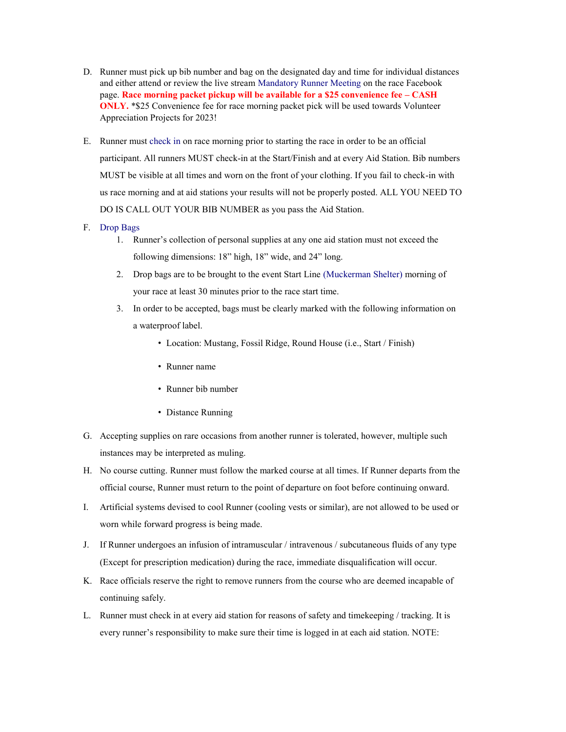D. Runner must pick up bib number and bag on the designated day and time for individual distances and either attend or review the live stream Mandatory Runner Meeting on the race Facebook page. **Race morning packet pickup will be available for a $25 convenience fee – CASH ONLY.** *$25 Convenience fee for race morning packet pick will be used towards Volunteer Appreciation Projects for 2023!

E. Runner must check in on race morning prior to starting the race in order to be an official participant. All runners MUST check-in at the Start/Finish and at every Aid Station. Bib numbers MUST be visible at all times and worn on the front of your clothing. If you fail to check-in with us race morning and at aid stations your results will not be properly posted. ALL YOU NEED TO DO IS CALL OUT YOUR BIB NUMBER as you pass the Aid Station.

F. Drop Bags
   1. Runner's collection of personal supplies at any one aid station must not exceed the following dimensions: 18" high, 18" wide, and 24" long.
   2. Drop bags are to be brought to the event Start Line (Muckerman Shelter) morning of your race at least 30 minutes prior to the race start time.
   3. In order to be accepted, bags must be clearly marked with the following information on a waterproof label.
      - Location: Mustang, Fossil Ridge, Round House (i.e., Start / Finish)
      - Runner name
      - Runner bib number
      - Distance Running

G. Accepting supplies on rare occasions from another runner is tolerated, however, multiple such instances may be interpreted as muling.

H. No course cutting. Runner must follow the marked course at all times. If Runner departs from the official course, Runner must return to the point of departure on foot before continuing onward.

I. Artificial systems devised to cool Runner (cooling vests or similar), are not allowed to be used or worn while forward progress is being made.

J. If Runner undergoes an infusion of intramuscular / intravenous / subcutaneous fluids of any type (Except for prescription medication) during the race, immediate disqualification will occur.

K. Race officials reserve the right to remove runners from the course who are deemed incapable of continuing safely.

L. Runner must check in at every aid station for reasons of safety and timekeeping / tracking. It is every runner's responsibility to make sure their time is logged in at each aid station. NOTE: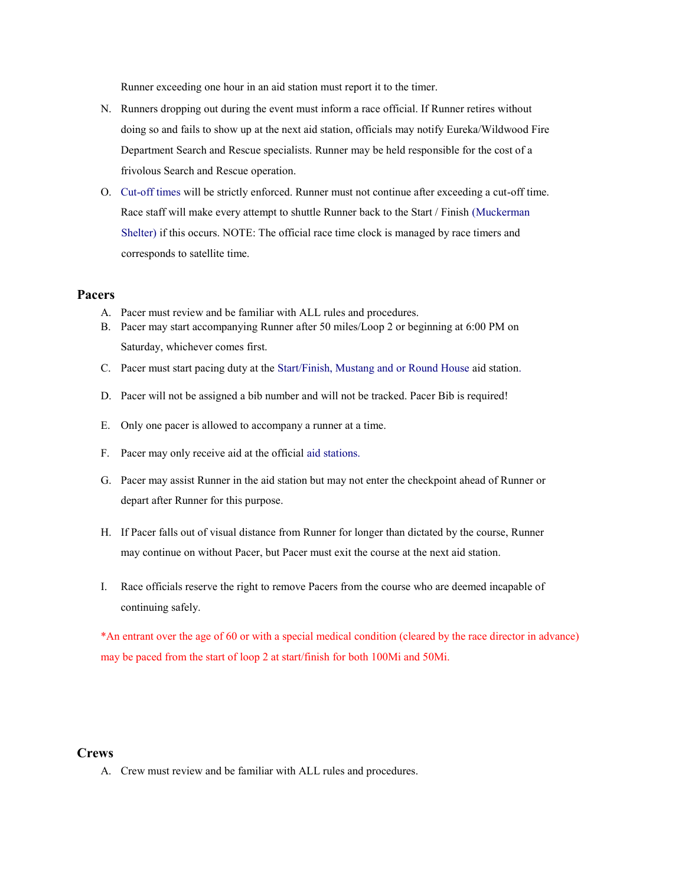Runner exceeding one hour in an aid station must report it to the timer.

N. Runners dropping out during the event must inform a race official. If Runner retires without doing so and fails to show up at the next aid station, officials may notify Eureka/Wildwood Fire Department Search and Rescue specialists. Runner may be held responsible for the cost of a frivolous Search and Rescue operation.

O. Cut-off times will be strictly enforced. Runner must not continue after exceeding a cut-off time. Race staff will make every attempt to shuttle Runner back to the Start / Finish (Muckerman Shelter) if this occurs. NOTE: The official race time clock is managed by race timers and corresponds to satellite time.

## Pacers

A. Pacer must review and be familiar with ALL rules and procedures.

B. Pacer may start accompanying Runner after 50 miles/Loop 2 or beginning at 6:00 PM on Saturday, whichever comes first.

C. Pacer must start pacing duty at the Start/Finish, Mustang and or Round House aid station.

D. Pacer will not be assigned a bib number and will not be tracked. Pacer Bib is required!

E. Only one pacer is allowed to accompany a runner at a time.

F. Pacer may only receive aid at the official aid stations.

G. Pacer may assist Runner in the aid station but may not enter the checkpoint ahead of Runner or depart after Runner for this purpose.

H. If Pacer falls out of visual distance from Runner for longer than dictated by the course, Runner may continue on without Pacer, but Pacer must exit the course at the next aid station.

I. Race officials reserve the right to remove Pacers from the course who are deemed incapable of continuing safely.

*An entrant over the age of 60 or with a special medical condition (cleared by the race director in advance) may be paced from the start of loop 2 at start/finish for both 100Mi and 50Mi.

## Crews

A. Crew must review and be familiar with ALL rules and procedures.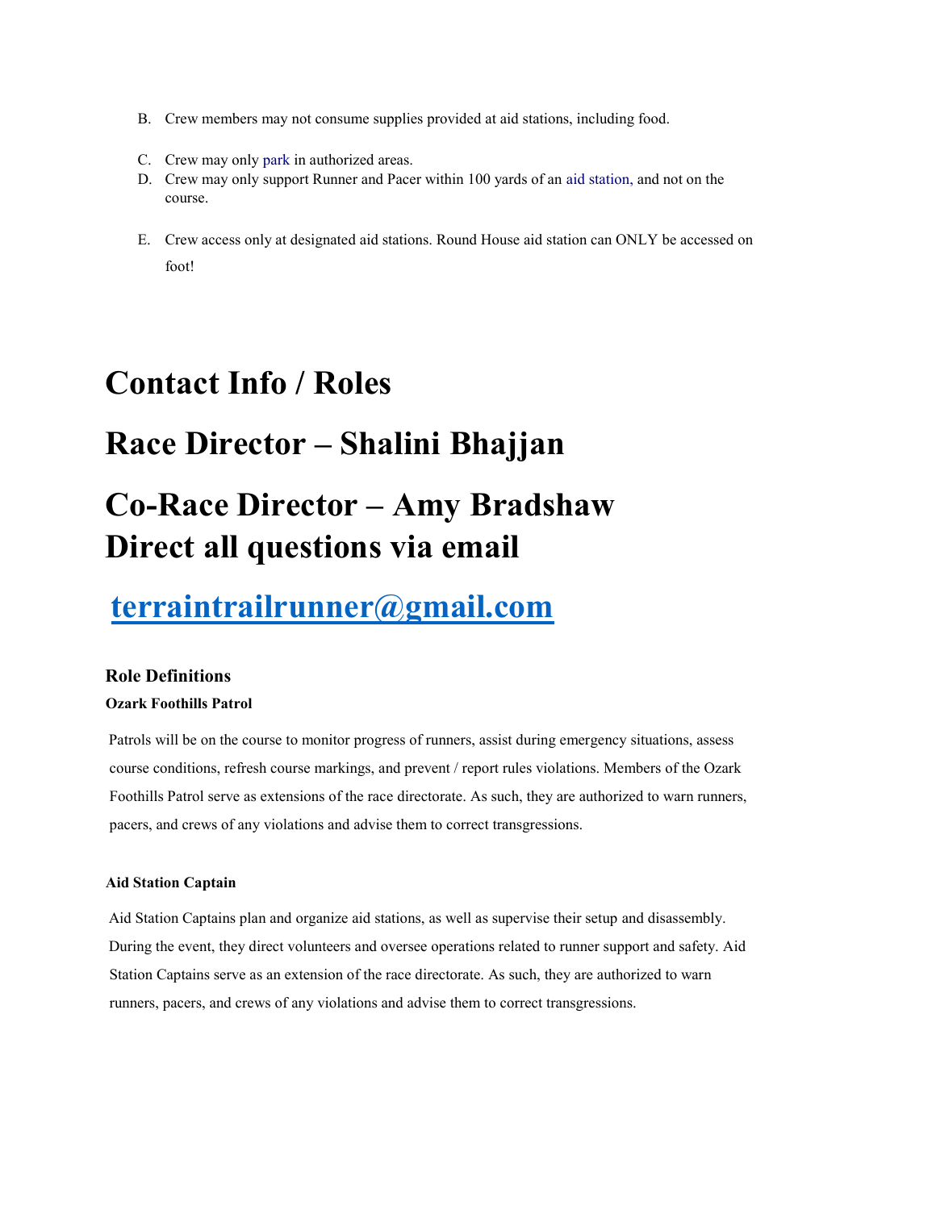B. Crew members may not consume supplies provided at aid stations, including food.

C. Crew may only park in authorized areas.

D. Crew may only support Runner and Pacer within 100 yards of an aid station, and not on the course.

E. Crew access only at designated aid stations. Round House aid station can ONLY be accessed on foot!

# Contact Info / Roles

# Race Director – Shalini Bhajjan

# Co-Race Director – Amy Bradshaw

# Direct all questions via email

# terraintrailrunner@gmail.com

### Role Definitions

#### Ozark Foothills Patrol

Patrols will be on the course to monitor progress of runners, assist during emergency situations, assess course conditions, refresh course markings, and prevent / report rules violations. Members of the Ozark Foothills Patrol serve as extensions of the race directorate. As such, they are authorized to warn runners, pacers, and crews of any violations and advise them to correct transgressions.

#### Aid Station Captain

Aid Station Captains plan and organize aid stations, as well as supervise their setup and disassembly. During the event, they direct volunteers and oversee operations related to runner support and safety. Aid Station Captains serve as an extension of the race directorate. As such, they are authorized to warn runners, pacers, and crews of any violations and advise them to correct transgressions.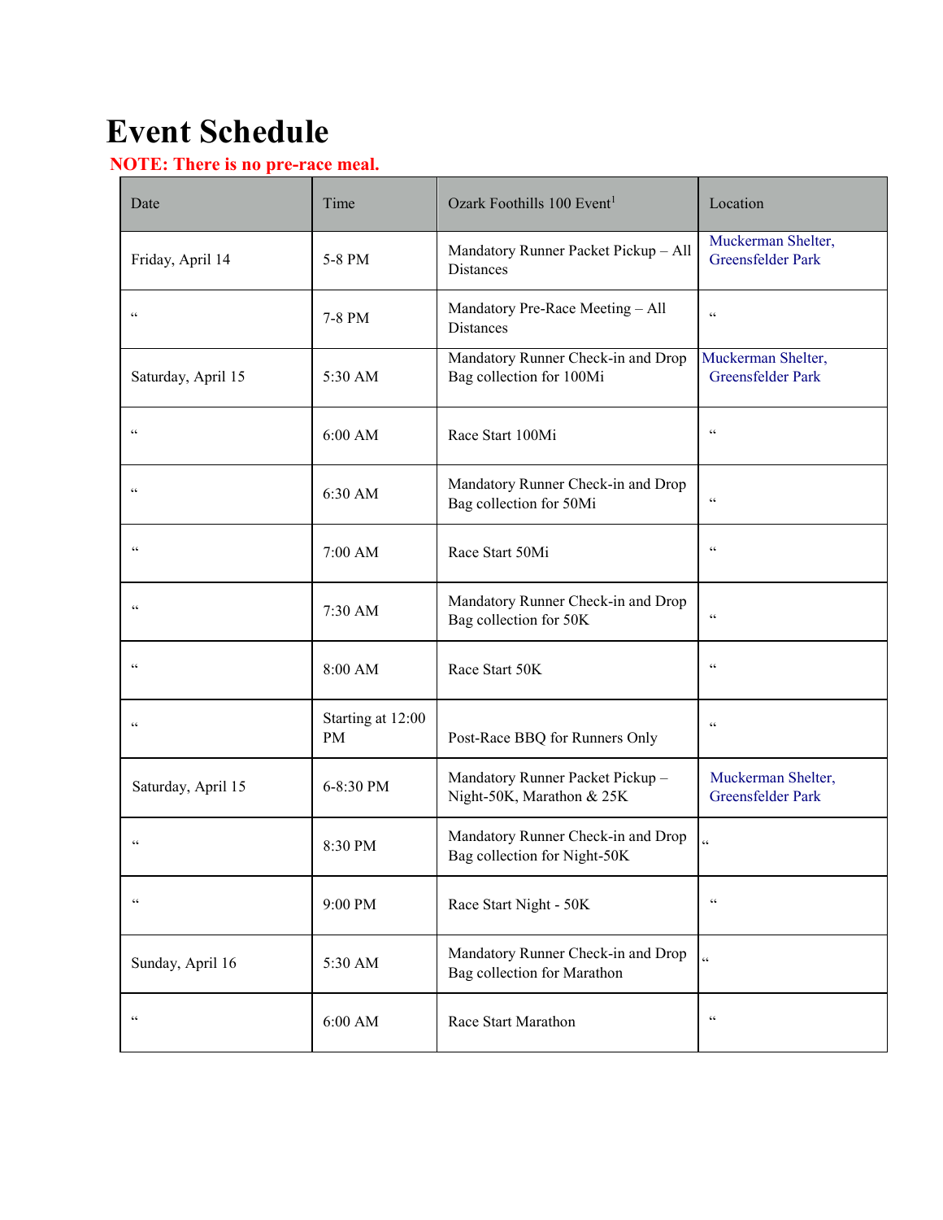# Event Schedule

**NOTE: There is no pre-race meal.**

| Date | Time | Ozark Foothills 100 Event[1] | Location |
|---|---|---|---|
| Friday, April 14 | 5-8 PM | Mandatory Runner Packet Pickup – All Distances | Muckerman Shelter, Greensfelder Park |
| " | 7-8 PM | Mandatory Pre-Race Meeting – All Distances | " |
| Saturday, April 15 | 5:30 AM | Mandatory Runner Check-in and Drop Bag collection for 100Mi | Muckerman Shelter, Greensfelder Park |
| " | 6:00 AM | Race Start 100Mi | " |
| " | 6:30 AM | Mandatory Runner Check-in and Drop Bag collection for 50Mi | " |
| " | 7:00 AM | Race Start 50Mi | " |
| " | 7:30 AM | Mandatory Runner Check-in and Drop Bag collection for 50K | " |
| " | 8:00 AM | Race Start 50K | " |
| " | Starting at 12:00 PM | Post-Race BBQ for Runners Only | " |
| Saturday, April 15 | 6-8:30 PM | Mandatory Runner Packet Pickup – Night-50K, Marathon & 25K | Muckerman Shelter, Greensfelder Park |
| " | 8:30 PM | Mandatory Runner Check-in and Drop Bag collection for Night-50K | " |
| " | 9:00 PM | Race Start Night - 50K | " |
| Sunday, April 16 | 5:30 AM | Mandatory Runner Check-in and Drop Bag collection for Marathon | " |
| " | 6:00 AM | Race Start Marathon | " |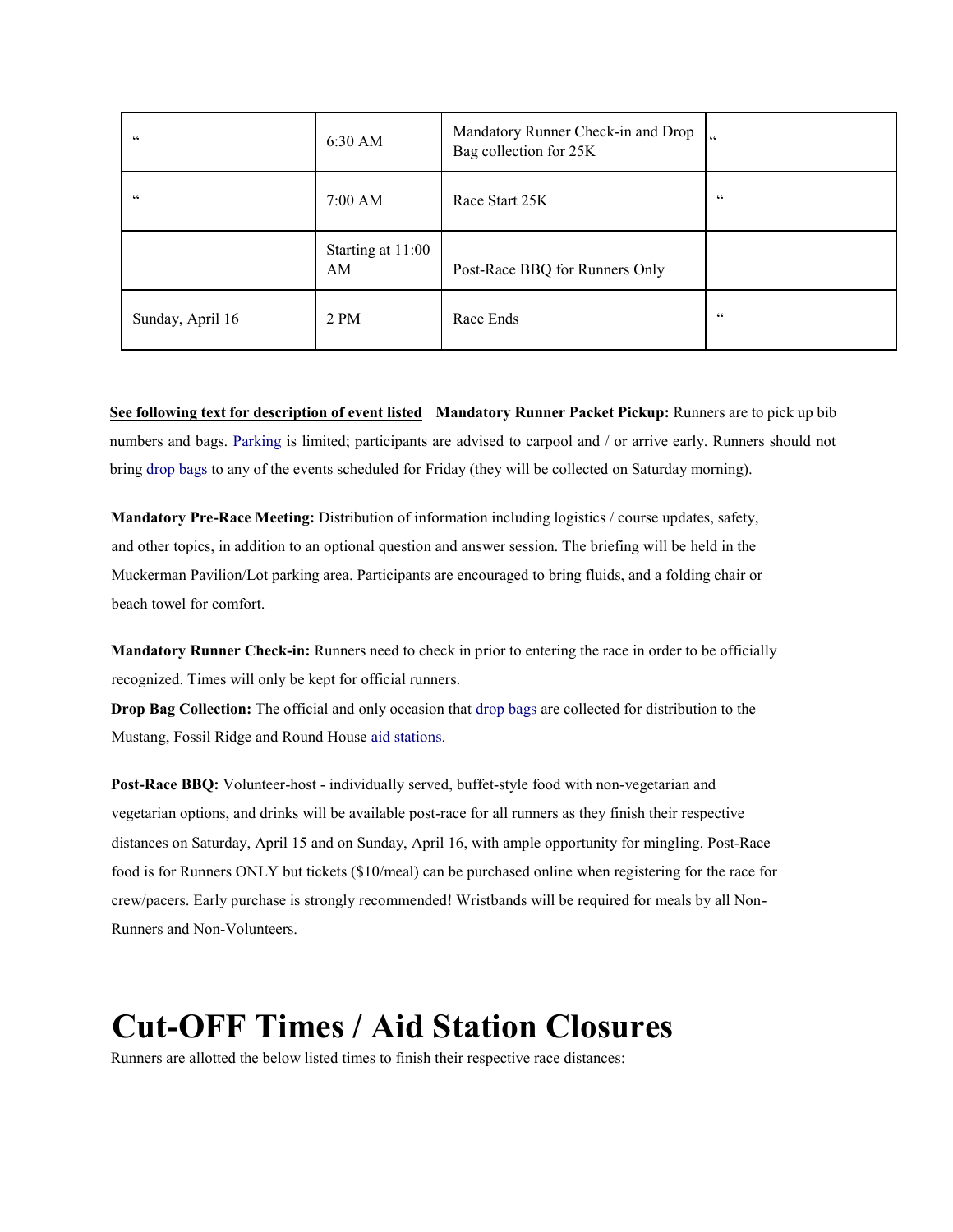| “ | 6:30 AM | Mandatory Runner Check-in and Drop Bag collection for 25K | “ |
|---|---|---|---|
| “ | 7:00 AM | Race Start 25K | “ |
| | Starting at 11:00 AM | Post-Race BBQ for Runners Only | |
| Sunday, April 16 | 2 PM | Race Ends | “ |

**See following text for description of event listed** **Mandatory Runner Packet Pickup:** Runners are to pick up bib numbers and bags. Parking is limited; participants are advised to carpool and / or arrive early. Runners should not bring drop bags to any of the events scheduled for Friday (they will be collected on Saturday morning).

**Mandatory Pre-Race Meeting:** Distribution of information including logistics / course updates, safety, and other topics, in addition to an optional question and answer session. The briefing will be held in the Muckerman Pavilion/Lot parking area. Participants are encouraged to bring fluids, and a folding chair or beach towel for comfort.

**Mandatory Runner Check-in:** Runners need to check in prior to entering the race in order to be officially recognized. Times will only be kept for official runners.

**Drop Bag Collection:** The official and only occasion that drop bags are collected for distribution to the Mustang, Fossil Ridge and Round House aid stations.

**Post-Race BBQ:** Volunteer-host - individually served, buffet-style food with non-vegetarian and vegetarian options, and drinks will be available post-race for all runners as they finish their respective distances on Saturday, April 15 and on Sunday, April 16, with ample opportunity for mingling. Post-Race food is for Runners ONLY but tickets ($10/meal) can be purchased online when registering for the race for crew/pacers. Early purchase is strongly recommended! Wristbands will be required for meals by all Non-Runners and Non-Volunteers.

# Cut-OFF Times / Aid Station Closures

Runners are allotted the below listed times to finish their respective race distances: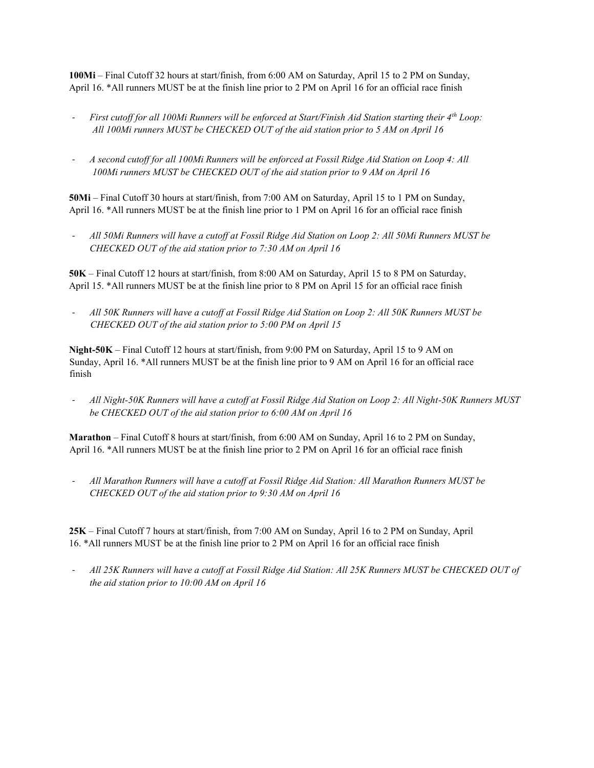**100Mi** – Final Cutoff 32 hours at start/finish, from 6:00 AM on Saturday, April 15 to 2 PM on Sunday, April 16. *All runners MUST be at the finish line prior to 2 PM on April 16 for an official race finish

- *First cutoff for all 100Mi Runners will be enforced at Start/Finish Aid Station starting their 4th Loop: All 100Mi runners MUST be CHECKED OUT of the aid station prior to 5 AM on April 16*
- *A second cutoff for all 100Mi Runners will be enforced at Fossil Ridge Aid Station on Loop 4: All 100Mi runners MUST be CHECKED OUT of the aid station prior to 9 AM on April 16*

**50Mi** – Final Cutoff 30 hours at start/finish, from 7:00 AM on Saturday, April 15 to 1 PM on Sunday, April 16. *All runners MUST be at the finish line prior to 1 PM on April 16 for an official race finish

- *All 50Mi Runners will have a cutoff at Fossil Ridge Aid Station on Loop 2: All 50Mi Runners MUST be CHECKED OUT of the aid station prior to 7:30 AM on April 16*

**50K** – Final Cutoff 12 hours at start/finish, from 8:00 AM on Saturday, April 15 to 8 PM on Saturday, April 15. *All runners MUST be at the finish line prior to 8 PM on April 15 for an official race finish

- *All 50K Runners will have a cutoff at Fossil Ridge Aid Station on Loop 2: All 50K Runners MUST be CHECKED OUT of the aid station prior to 5:00 PM on April 15*

**Night-50K** – Final Cutoff 12 hours at start/finish, from 9:00 PM on Saturday, April 15 to 9 AM on Sunday, April 16. *All runners MUST be at the finish line prior to 9 AM on April 16 for an official race finish

- *All Night-50K Runners will have a cutoff at Fossil Ridge Aid Station on Loop 2: All Night-50K Runners MUST be CHECKED OUT of the aid station prior to 6:00 AM on April 16*

**Marathon** – Final Cutoff 8 hours at start/finish, from 6:00 AM on Sunday, April 16 to 2 PM on Sunday, April 16. *All runners MUST be at the finish line prior to 2 PM on April 16 for an official race finish

- *All Marathon Runners will have a cutoff at Fossil Ridge Aid Station: All Marathon Runners MUST be CHECKED OUT of the aid station prior to 9:30 AM on April 16*

**25K** – Final Cutoff 7 hours at start/finish, from 7:00 AM on Sunday, April 16 to 2 PM on Sunday, April 16. *All runners MUST be at the finish line prior to 2 PM on April 16 for an official race finish

- *All 25K Runners will have a cutoff at Fossil Ridge Aid Station: All 25K Runners MUST be CHECKED OUT of the aid station prior to 10:00 AM on April 16*